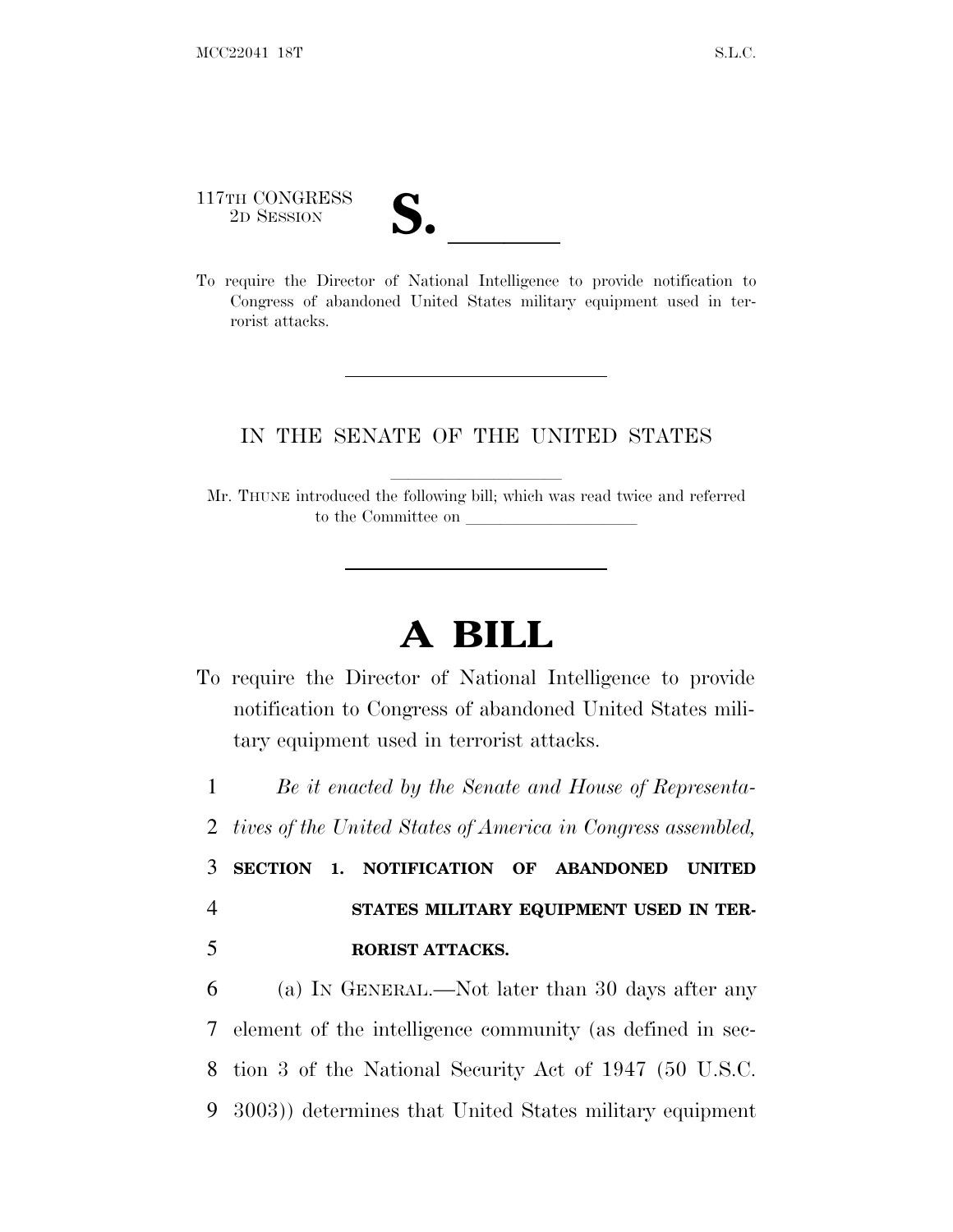117TH CONGRESS
2D SESSION

# S. \_\_\_\_\_\_

To require the Director of National Intelligence to provide notification to Congress of abandoned United States military equipment used in terrorist attacks.

IN THE SENATE OF THE UNITED STATES

Mr. THUNE introduced the following bill; which was read twice and referred to the Committee on \_\_\_\_\_\_\_\_\_\_\_\_\_\_\_\_\_\_\_\_

# A BILL

To require the Director of National Intelligence to provide notification to Congress of abandoned United States military equipment used in terrorist attacks.

*Be it enacted by the Senate and House of Representatives of the United States of America in Congress assembled,*

**SECTION 1. NOTIFICATION OF ABANDONED UNITED STATES MILITARY EQUIPMENT USED IN TERRORIST ATTACKS.**

(a) IN GENERAL.—Not later than 30 days after any element of the intelligence community (as defined in section 3 of the National Security Act of 1947 (50 U.S.C. 3003)) determines that United States military equipment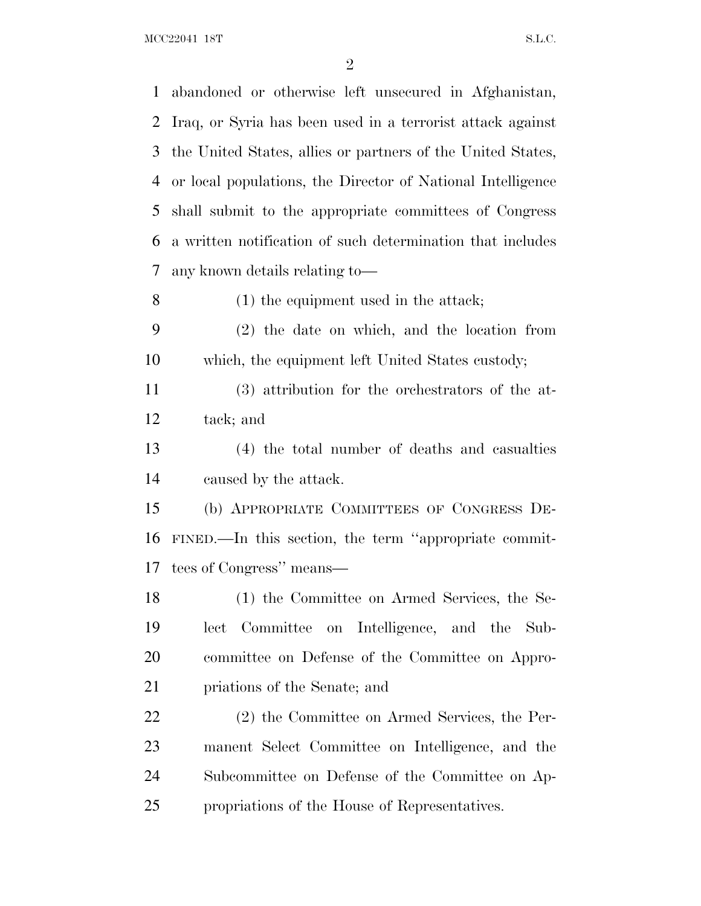abandoned or otherwise left unsecured in Afghanistan, Iraq, or Syria has been used in a terrorist attack against the United States, allies or partners of the United States, or local populations, the Director of National Intelligence shall submit to the appropriate committees of Congress a written notification of such determination that includes any known details relating to—

(1) the equipment used in the attack;

(2) the date on which, and the location from which, the equipment left United States custody;

(3) attribution for the orchestrators of the attack; and

(4) the total number of deaths and casualties caused by the attack.

(b) APPROPRIATE COMMITTEES OF CONGRESS DEFINED.—In this section, the term "appropriate committees of Congress" means—

(1) the Committee on Armed Services, the Select Committee on Intelligence, and the Subcommittee on Defense of the Committee on Appropriations of the Senate; and

(2) the Committee on Armed Services, the Permanent Select Committee on Intelligence, and the Subcommittee on Defense of the Committee on Appropriations of the House of Representatives.